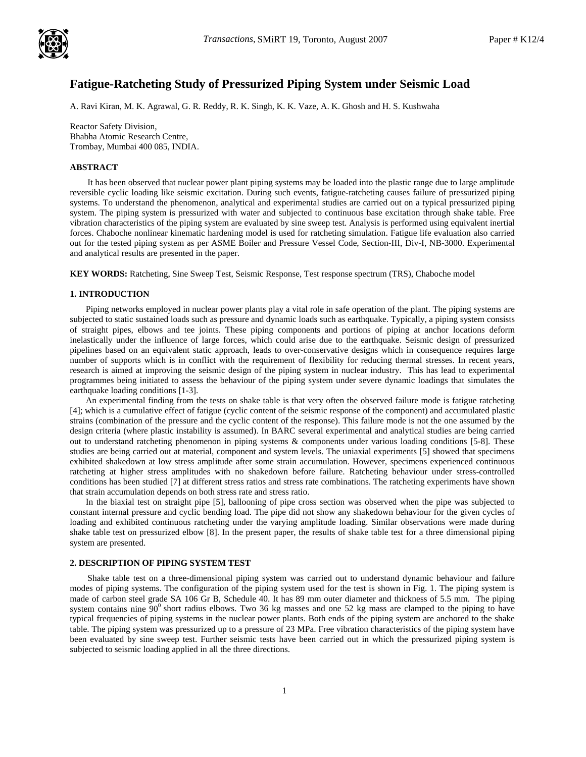# Fatigue-Ratcheting Study of Pressurized Piping System under Seismic Load

A. Ravi Kiran, M. K. Agrawal, G. R. Reddy, R. K. Singh, K. K. Vaze, A. K. Ghosh and H. S. Kushwaha

Reactor Safety Division,
Bhabha Atomic Research Centre,
Trombay, Mumbai 400 085, INDIA.

## ABSTRACT

It has been observed that nuclear power plant piping systems may be loaded into the plastic range due to large amplitude reversible cyclic loading like seismic excitation. During such events, fatigue-ratcheting causes failure of pressurized piping systems. To understand the phenomenon, analytical and experimental studies are carried out on a typical pressurized piping system. The piping system is pressurized with water and subjected to continuous base excitation through shake table. Free vibration characteristics of the piping system are evaluated by sine sweep test. Analysis is performed using equivalent inertial forces. Chaboche nonlinear kinematic hardening model is used for ratcheting simulation. Fatigue life evaluation also carried out for the tested piping system as per ASME Boiler and Pressure Vessel Code, Section-III, Div-I, NB-3000. Experimental and analytical results are presented in the paper.

**KEY WORDS:** Ratcheting, Sine Sweep Test, Seismic Response, Test response spectrum (TRS), Chaboche model

## 1. INTRODUCTION

Piping networks employed in nuclear power plants play a vital role in safe operation of the plant. The piping systems are subjected to static sustained loads such as pressure and dynamic loads such as earthquake. Typically, a piping system consists of straight pipes, elbows and tee joints. These piping components and portions of piping at anchor locations deform inelastically under the influence of large forces, which could arise due to the earthquake. Seismic design of pressurized pipelines based on an equivalent static approach, leads to over-conservative designs which in consequence requires large number of supports which is in conflict with the requirement of flexibility for reducing thermal stresses. In recent years, research is aimed at improving the seismic design of the piping system in nuclear industry. This has lead to experimental programmes being initiated to assess the behaviour of the piping system under severe dynamic loadings that simulates the earthquake loading conditions [1-3].

An experimental finding from the tests on shake table is that very often the observed failure mode is fatigue ratcheting [4]; which is a cumulative effect of fatigue (cyclic content of the seismic response of the component) and accumulated plastic strains (combination of the pressure and the cyclic content of the response). This failure mode is not the one assumed by the design criteria (where plastic instability is assumed). In BARC several experimental and analytical studies are being carried out to understand ratcheting phenomenon in piping systems & components under various loading conditions [5-8]. These studies are being carried out at material, component and system levels. The uniaxial experiments [5] showed that specimens exhibited shakedown at low stress amplitude after some strain accumulation. However, specimens experienced continuous ratcheting at higher stress amplitudes with no shakedown before failure. Ratcheting behaviour under stress-controlled conditions has been studied [7] at different stress ratios and stress rate combinations. The ratcheting experiments have shown that strain accumulation depends on both stress rate and stress ratio.

In the biaxial test on straight pipe [5], ballooning of pipe cross section was observed when the pipe was subjected to constant internal pressure and cyclic bending load. The pipe did not show any shakedown behaviour for the given cycles of loading and exhibited continuous ratcheting under the varying amplitude loading. Similar observations were made during shake table test on pressurized elbow [8]. In the present paper, the results of shake table test for a three dimensional piping system are presented.

## 2. DESCRIPTION OF PIPING SYSTEM TEST

Shake table test on a three-dimensional piping system was carried out to understand dynamic behaviour and failure modes of piping systems. The configuration of the piping system used for the test is shown in Fig. 1. The piping system is made of carbon steel grade SA 106 Gr B, Schedule 40. It has 89 mm outer diameter and thickness of 5.5 mm. The piping system contains nine $90^0$ short radius elbows. Two 36 kg masses and one 52 kg mass are clamped to the piping to have typical frequencies of piping systems in the nuclear power plants. Both ends of the piping system are anchored to the shake table. The piping system was pressurized up to a pressure of 23 MPa. Free vibration characteristics of the piping system have been evaluated by sine sweep test. Further seismic tests have been carried out in which the pressurized piping system is subjected to seismic loading applied in all the three directions.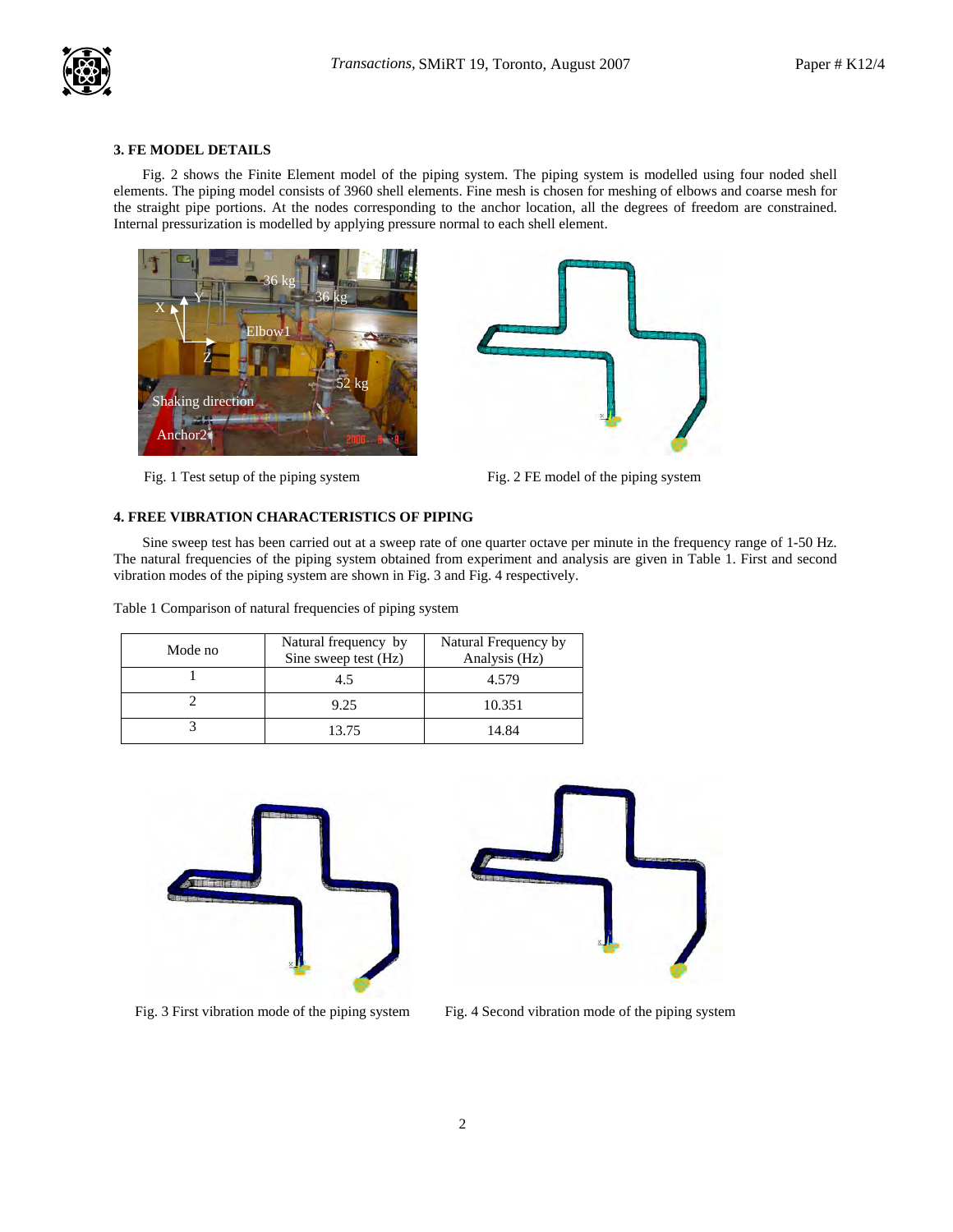## 3. FE MODEL DETAILS

Fig. 2 shows the Finite Element model of the piping system. The piping system is modelled using four noded shell elements. The piping model consists of 3960 shell elements. Fine mesh is chosen for meshing of elbows and coarse mesh for the straight pipe portions. At the nodes corresponding to the anchor location, all the degrees of freedom are constrained. Internal pressurization is modelled by applying pressure normal to each shell element.

Fig. 1 Test setup of the piping system

Fig. 2 FE model of the piping system

## 4. FREE VIBRATION CHARACTERISTICS OF PIPING

Sine sweep test has been carried out at a sweep rate of one quarter octave per minute in the frequency range of 1-50 Hz. The natural frequencies of the piping system obtained from experiment and analysis are given in Table 1. First and second vibration modes of the piping system are shown in Fig. 3 and Fig. 4 respectively.

Table 1 Comparison of natural frequencies of piping system

| Mode no | Natural frequency by Sine sweep test (Hz) | Natural Frequency by Analysis (Hz) |
|---|---|---|
| 1 | 4.5 | 4.579 |
| 2 | 9.25 | 10.351 |
| 3 | 13.75 | 14.84 |

Fig. 3 First vibration mode of the piping system

Fig. 4 Second vibration mode of the piping system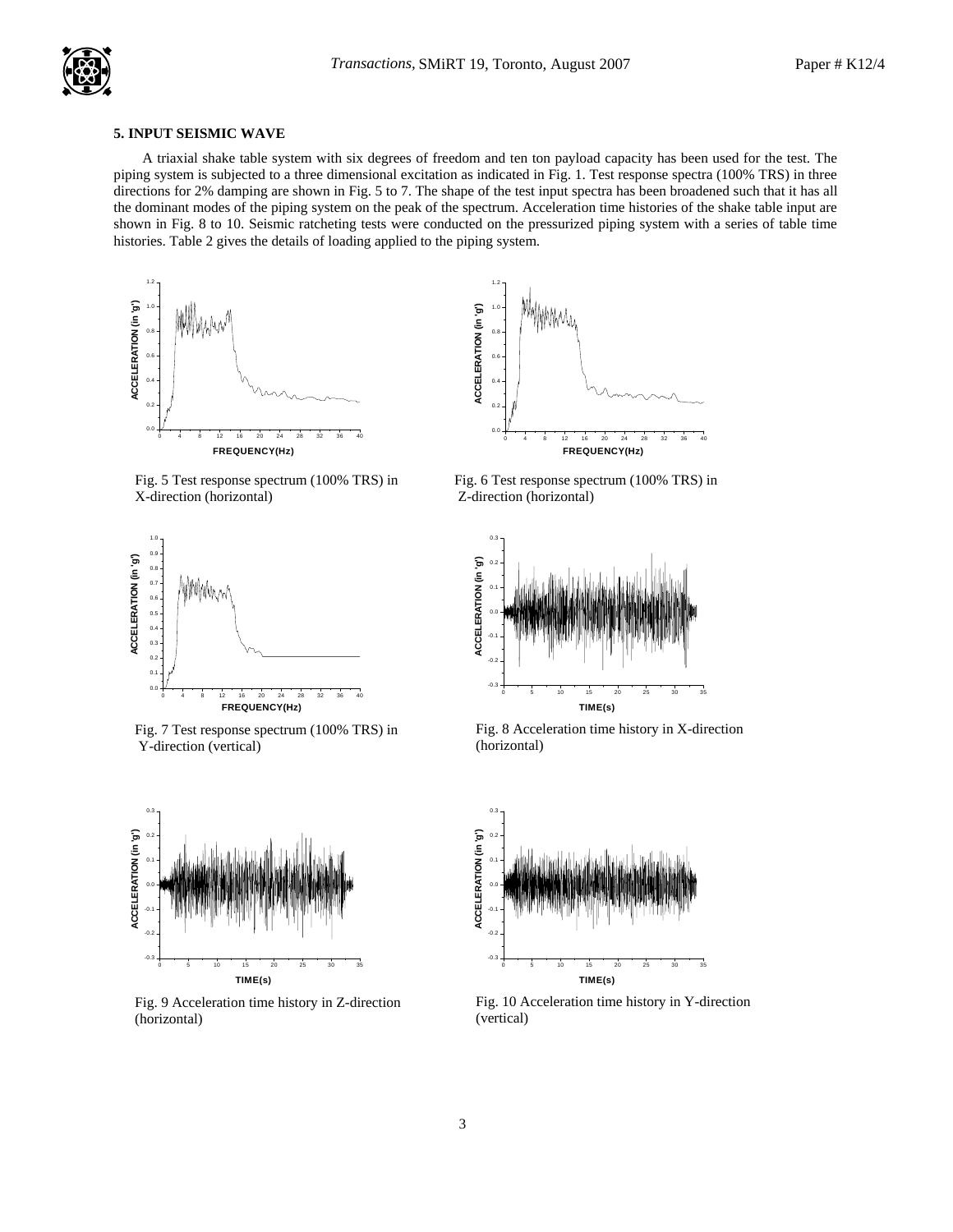## 5. INPUT SEISMIC WAVE

A triaxial shake table system with six degrees of freedom and ten ton payload capacity has been used for the test. The piping system is subjected to a three dimensional excitation as indicated in Fig. 1. Test response spectra (100% TRS) in three directions for 2% damping are shown in Fig. 5 to 7. The shape of the test input spectra has been broadened such that it has all the dominant modes of the piping system on the peak of the spectrum. Acceleration time histories of the shake table input are shown in Fig. 8 to 10. Seismic ratcheting tests were conducted on the pressurized piping system with a series of table time histories. Table 2 gives the details of loading applied to the piping system.

Fig. 5 Test response spectrum (100% TRS) in X-direction (horizontal)

Fig. 6 Test response spectrum (100% TRS) in Z-direction (horizontal)

Fig. 7 Test response spectrum (100% TRS) in Y-direction (vertical)

Fig. 8 Acceleration time history in X-direction (horizontal)

Fig. 9 Acceleration time history in Z-direction (horizontal)

Fig. 10 Acceleration time history in Y-direction (vertical)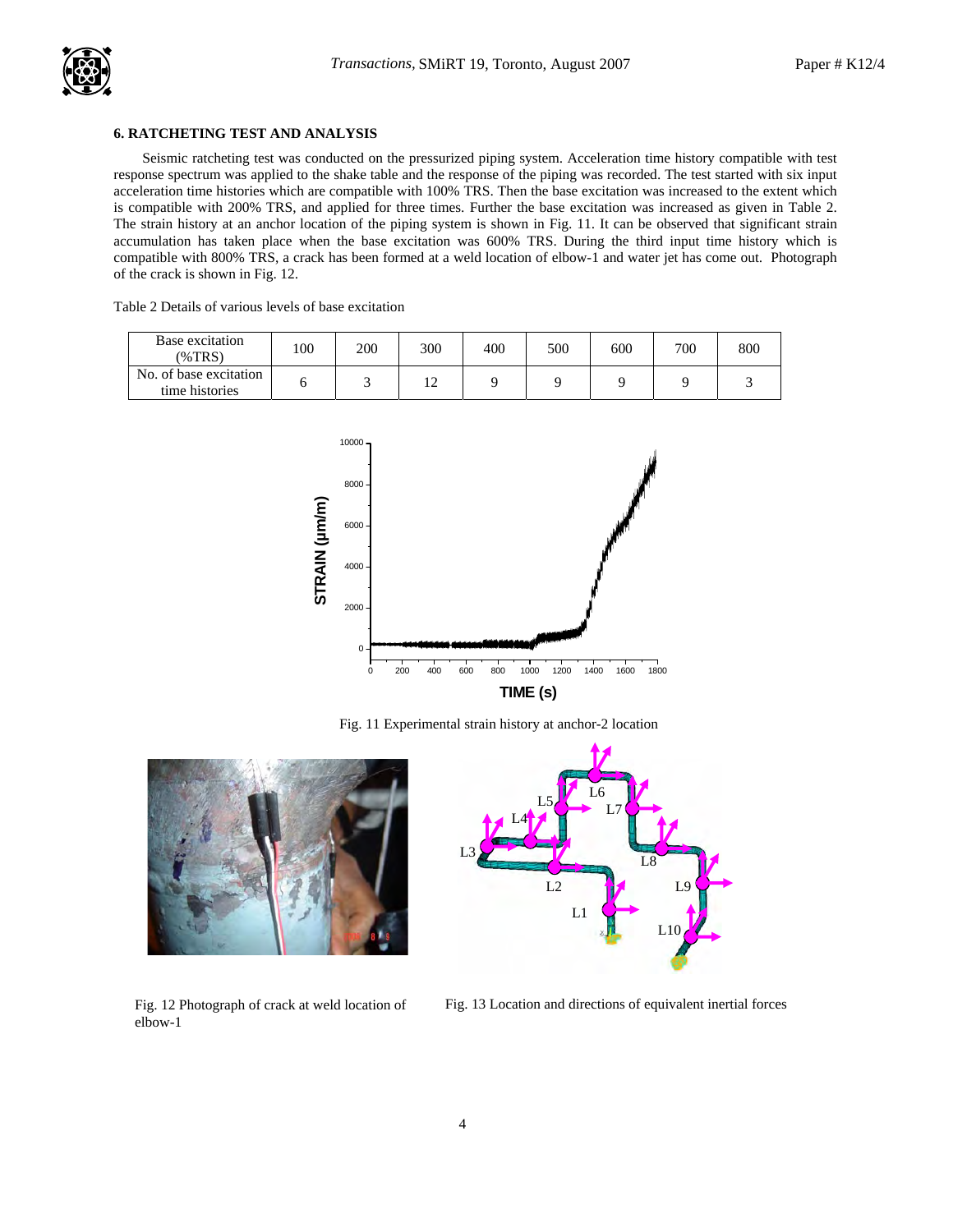## 6. RATCHETING TEST AND ANALYSIS

Seismic ratcheting test was conducted on the pressurized piping system. Acceleration time history compatible with test response spectrum was applied to the shake table and the response of the piping was recorded. The test started with six input acceleration time histories which are compatible with 100% TRS. Then the base excitation was increased to the extent which is compatible with 200% TRS, and applied for three times. Further the base excitation was increased as given in Table 2. The strain history at an anchor location of the piping system is shown in Fig. 11. It can be observed that significant strain accumulation has taken place when the base excitation was 600% TRS. During the third input time history which is compatible with 800% TRS, a crack has been formed at a weld location of elbow-1 and water jet has come out. Photograph of the crack is shown in Fig. 12.

Table 2 Details of various levels of base excitation

| Base excitation (%TRS) | 100 | 200 | 300 | 400 | 500 | 600 | 700 | 800 |
|---|---|---|---|---|---|---|---|---|
| No. of base excitation time histories | 6 | 3 | 12 | 9 | 9 | 9 | 9 | 3 |

Fig. 11 Experimental strain history at anchor-2 location

Fig. 12 Photograph of crack at weld location of elbow-1

Fig. 13 Location and directions of equivalent inertial forces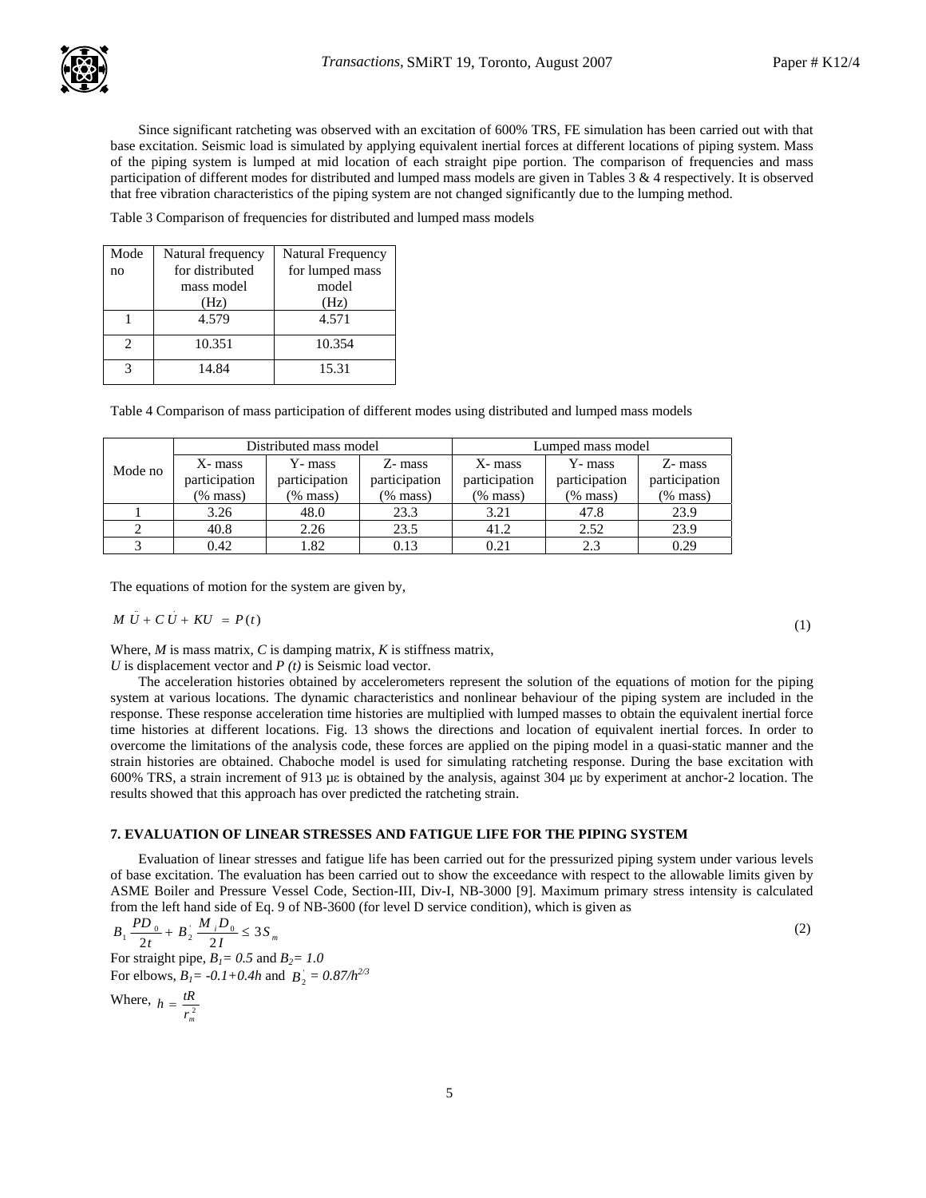Since significant ratcheting was observed with an excitation of 600% TRS, FE simulation has been carried out with that base excitation. Seismic load is simulated by applying equivalent inertial forces at different locations of piping system. Mass of the piping system is lumped at mid location of each straight pipe portion. The comparison of frequencies and mass participation of different modes for distributed and lumped mass models are given in Tables 3 & 4 respectively. It is observed that free vibration characteristics of the piping system are not changed significantly due to the lumping method.

Table 3 Comparison of frequencies for distributed and lumped mass models

| Mode no | Natural frequency for distributed mass model (Hz) | Natural Frequency for lumped mass model (Hz) |
|---|---|---|
| 1 | 4.579 | 4.571 |
| 2 | 10.351 | 10.354 |
| 3 | 14.84 | 15.31 |

Table 4 Comparison of mass participation of different modes using distributed and lumped mass models

| Mode no | Distributed mass model | | | Lumped mass model | | |
|---|---|---|---|---|---|---|
| | X- mass participation (% mass) | Y- mass participation (% mass) | Z- mass participation (% mass) | X- mass participation (% mass) | Y- mass participation (% mass) | Z- mass participation (% mass) |
| 1 | 3.26 | 48.0 | 23.3 | 3.21 | 47.8 | 23.9 |
| 2 | 40.8 | 2.26 | 23.5 | 41.2 | 2.52 | 23.9 |
| 3 | 0.42 | 1.82 | 0.13 | 0.21 | 2.3 | 0.29 |

The equations of motion for the system are given by,

$$M\ddot{U} + C\dot{U} + KU = P(t) \tag{1}$$

Where, $M$ is mass matrix, $C$ is damping matrix, $K$ is stiffness matrix,
$U$ is displacement vector and $P(t)$ is Seismic load vector.

The acceleration histories obtained by accelerometers represent the solution of the equations of motion for the piping system at various locations. The dynamic characteristics and nonlinear behaviour of the piping system are included in the response. These response acceleration time histories are multiplied with lumped masses to obtain the equivalent inertial force time histories at different locations. Fig. 13 shows the directions and location of equivalent inertial forces. In order to overcome the limitations of the analysis code, these forces are applied on the piping model in a quasi-static manner and the strain histories are obtained. Chaboche model is used for simulating ratcheting response. During the base excitation with 600% TRS, a strain increment of 913 με is obtained by the analysis, against 304 με by experiment at anchor-2 location. The results showed that this approach has over predicted the ratcheting strain.

## 7. EVALUATION OF LINEAR STRESSES AND FATIGUE LIFE FOR THE PIPING SYSTEM

Evaluation of linear stresses and fatigue life has been carried out for the pressurized piping system under various levels of base excitation. The evaluation has been carried out to show the exceedance with respect to the allowable limits given by ASME Boiler and Pressure Vessel Code, Section-III, Div-I, NB-3000 [9]. Maximum primary stress intensity is calculated from the left hand side of Eq. 9 of NB-3600 (for level D service condition), which is given as

$$B_1 \frac{PD_0}{2t} + B_2' \frac{M_i D_0}{2I} \leq 3S_m \tag{2}$$

For straight pipe, $B_1 = 0.5$ and $B_2 = 1.0$

For elbows, $B_1 = -0.1 + 0.4h$ and $B_2' = 0.87/h^{2/3}$

Where, $h = \frac{tR}{r_m^2}$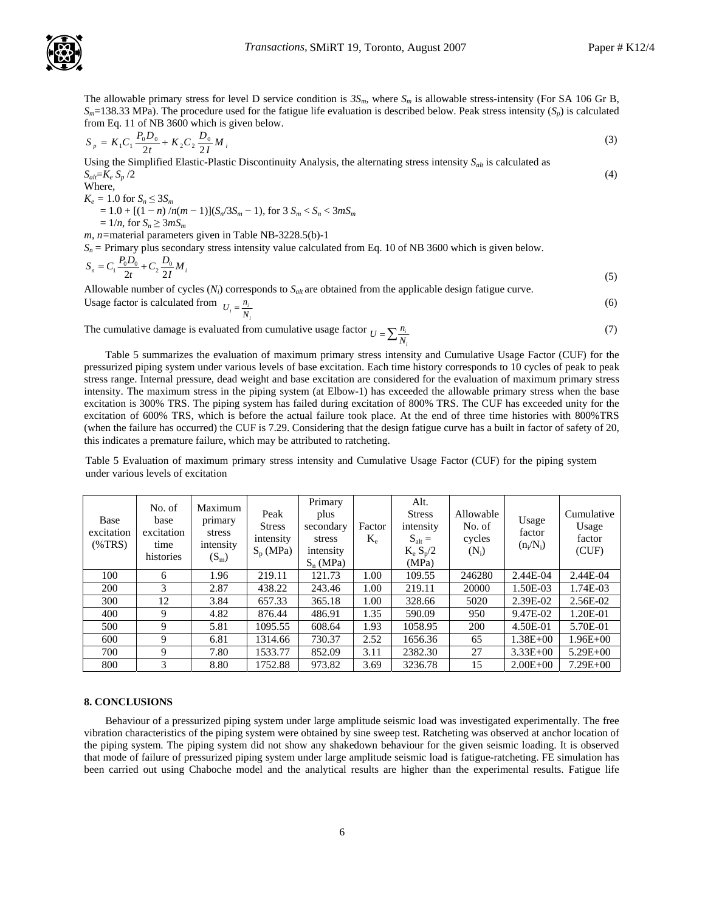The allowable primary stress for level D service condition is $3S_m$, where $S_m$ is allowable stress-intensity (For SA 106 Gr B, $S_m$=138.33 MPa). The procedure used for the fatigue life evaluation is described below. Peak stress intensity ($S_p$) is calculated from Eq. 11 of NB 3600 which is given below.

$$S_p = K_1 C_1 \frac{P_0 D_0}{2t} + K_2 C_2 \frac{D_0}{2I} M_i \tag{3}$$

Using the Simplified Elastic-Plastic Discontinuity Analysis, the alternating stress intensity $S_{alt}$ is calculated as

$$S_{alt} = K_e S_p / 2 \tag{4}$$

Where,

$K_e$ = 1.0 for $S_n \leq 3S_m$

= $1.0 + [(1 - n) / n(m - 1)](S_n/3S_m - 1)$, for $3 S_m < S_n < 3mS_m$

= $1/n$, for $S_n \geq 3mS_m$

$m$, $n$=material parameters given in Table NB-3228.5(b)-1

$S_n$ = Primary plus secondary stress intensity value calculated from Eq. 10 of NB 3600 which is given below.

$$S_n = C_1 \frac{P_0 D_0}{2t} + C_2 \frac{D_0}{2I} M_i \tag{5}$$

Allowable number of cycles ($N_i$) corresponds to $S_{alt}$ are obtained from the applicable design fatigue curve.

Usage factor is calculated from $U_i = \frac{n_i}{N_i}$ (6)

The cumulative damage is evaluated from cumulative usage factor $U = \sum \frac{n_i}{N_i}$ (7)

Table 5 summarizes the evaluation of maximum primary stress intensity and Cumulative Usage Factor (CUF) for the pressurized piping system under various levels of base excitation. Each time history corresponds to 10 cycles of peak to peak stress range. Internal pressure, dead weight and base excitation are considered for the evaluation of maximum primary stress intensity. The maximum stress in the piping system (at Elbow-1) has exceeded the allowable primary stress when the base excitation is 300% TRS. The piping system has failed during excitation of 800% TRS. The CUF has exceeded unity for the excitation of 600% TRS, which is before the actual failure took place. At the end of three time histories with 800%TRS (when the failure has occurred) the CUF is 7.29. Considering that the design fatigue curve has a built in factor of safety of 20, this indicates a premature failure, which may be attributed to ratcheting.

Table 5 Evaluation of maximum primary stress intensity and Cumulative Usage Factor (CUF) for the piping system under various levels of excitation

| Base excitation (%TRS) | No. of base excitation time histories | Maximum primary stress intensity ($S_m$) | Peak Stress intensity $S_p$ (MPa) | Primary plus secondary stress intensity $S_n$ (MPa) | Factor $K_e$ | Alt. Stress intensity $S_{alt} = K_e S_p/2$ (MPa) | Allowable No. of cycles ($N_i$) | Usage factor ($n_i/N_i$) | Cumulative Usage factor (CUF) |
|---|---|---|---|---|---|---|---|---|---|
| 100 | 6 | 1.96 | 219.11 | 121.73 | 1.00 | 109.55 | 246280 | 2.44E-04 | 2.44E-04 |
| 200 | 3 | 2.87 | 438.22 | 243.46 | 1.00 | 219.11 | 20000 | 1.50E-03 | 1.74E-03 |
| 300 | 12 | 3.84 | 657.33 | 365.18 | 1.00 | 328.66 | 5020 | 2.39E-02 | 2.56E-02 |
| 400 | 9 | 4.82 | 876.44 | 486.91 | 1.35 | 590.09 | 950 | 9.47E-02 | 1.20E-01 |
| 500 | 9 | 5.81 | 1095.55 | 608.64 | 1.93 | 1058.95 | 200 | 4.50E-01 | 5.70E-01 |
| 600 | 9 | 6.81 | 1314.66 | 730.37 | 2.52 | 1656.36 | 65 | 1.38E+00 | 1.96E+00 |
| 700 | 9 | 7.80 | 1533.77 | 852.09 | 3.11 | 2382.30 | 27 | 3.33E+00 | 5.29E+00 |
| 800 | 3 | 8.80 | 1752.88 | 973.82 | 3.69 | 3236.78 | 15 | 2.00E+00 | 7.29E+00 |

## 8. CONCLUSIONS

Behaviour of a pressurized piping system under large amplitude seismic load was investigated experimentally. The free vibration characteristics of the piping system were obtained by sine sweep test. Ratcheting was observed at anchor location of the piping system. The piping system did not show any shakedown behaviour for the given seismic loading. It is observed that mode of failure of pressurized piping system under large amplitude seismic load is fatigue-ratcheting. FE simulation has been carried out using Chaboche model and the analytical results are higher than the experimental results. Fatigue life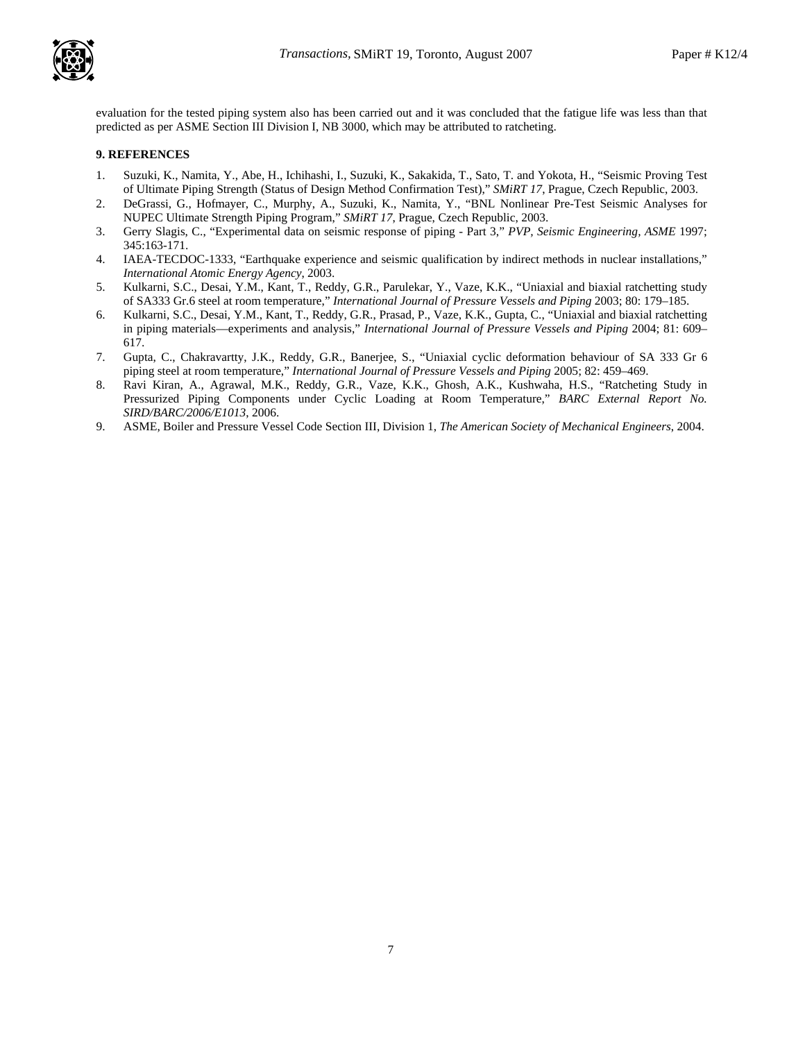evaluation for the tested piping system also has been carried out and it was concluded that the fatigue life was less than that predicted as per ASME Section III Division I, NB 3000, which may be attributed to ratcheting.

### 9. REFERENCES

1. Suzuki, K., Namita, Y., Abe, H., Ichihashi, I., Suzuki, K., Sakakida, T., Sato, T. and Yokota, H., "Seismic Proving Test of Ultimate Piping Strength (Status of Design Method Confirmation Test)," *SMiRT 17*, Prague, Czech Republic, 2003.
2. DeGrassi, G., Hofmayer, C., Murphy, A., Suzuki, K., Namita, Y., "BNL Nonlinear Pre-Test Seismic Analyses for NUPEC Ultimate Strength Piping Program," *SMiRT 17*, Prague, Czech Republic, 2003.
3. Gerry Slagis, C., "Experimental data on seismic response of piping - Part 3," *PVP, Seismic Engineering, ASME* 1997; 345:163-171.
4. IAEA-TECDOC-1333, "Earthquake experience and seismic qualification by indirect methods in nuclear installations," *International Atomic Energy Agency*, 2003.
5. Kulkarni, S.C., Desai, Y.M., Kant, T., Reddy, G.R., Parulekar, Y., Vaze, K.K., "Uniaxial and biaxial ratchetting study of SA333 Gr.6 steel at room temperature," *International Journal of Pressure Vessels and Piping* 2003; 80: 179–185.
6. Kulkarni, S.C., Desai, Y.M., Kant, T., Reddy, G.R., Prasad, P., Vaze, K.K., Gupta, C., "Uniaxial and biaxial ratchetting in piping materials—experiments and analysis," *International Journal of Pressure Vessels and Piping* 2004; 81: 609–617.
7. Gupta, C., Chakravartty, J.K., Reddy, G.R., Banerjee, S., "Uniaxial cyclic deformation behaviour of SA 333 Gr 6 piping steel at room temperature," *International Journal of Pressure Vessels and Piping* 2005; 82: 459–469.
8. Ravi Kiran, A., Agrawal, M.K., Reddy, G.R., Vaze, K.K., Ghosh, A.K., Kushwaha, H.S., "Ratcheting Study in Pressurized Piping Components under Cyclic Loading at Room Temperature," *BARC External Report No. SIRD/BARC/2006/E1013*, 2006.
9. ASME, Boiler and Pressure Vessel Code Section III, Division 1, *The American Society of Mechanical Engineers*, 2004.